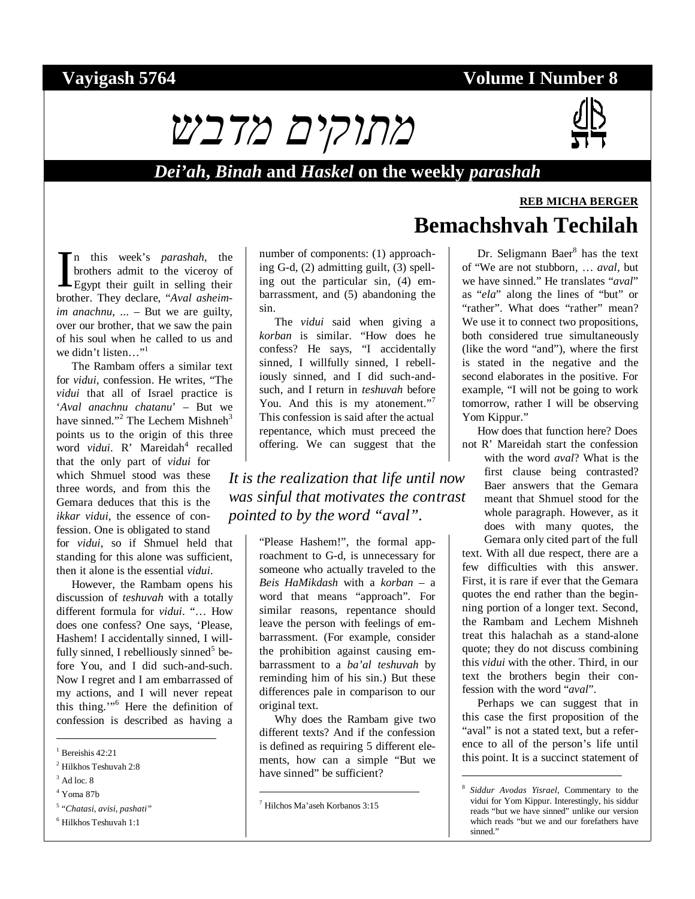**Vayigash 5764** **Volume I Number 8**

# מתוקים מדבש

## *Dei'ah*, *Binah* and *Haskel* on the weekly *parashah*

**REB MICHA BERGER**

# Bemachshvah Techilah

In this week's *parashah*, the brothers admit to the viceroy of Egypt their guilt in selling their brother. They declare, "*Aval asheim-im anachnu*, ... – But we are guilty, over our brother, that we saw the pain of his soul when he called to us and we didn't listen…"[1]

The Rambam offers a similar text for *vidui*, confession. He writes, "The *vidui* that all of Israel practice is '*Aval anachnu chatanu*' – But we have sinned."[2] The Lechem Mishneh[3] points us to the origin of this three word *vidui*. R' Mareidah[4] recalled that the only part of *vidui* for which Shmuel stood was these three words, and from this the Gemara deduces that this is the *ikkar vidui*, the essence of confession. One is obligated to stand for *vidui*, so if Shmuel held that standing for this alone was sufficient, then it alone is the essential *vidui*.

However, the Rambam opens his discussion of *teshuvah* with a totally different formula for *vidui*. "… How does one confess? One says, 'Please, Hashem! I accidentally sinned, I willfully sinned, I rebelliously sinned[5] before You, and I did such-and-such. Now I regret and I am embarrassed of my actions, and I will never repeat this thing.'"[6] Here the definition of confession is described as having a number of components: (1) approaching G-d, (2) admitting guilt, (3) spelling out the particular sin, (4) embarrassment, and (5) abandoning the sin.

The *vidui* said when giving a *korban* is similar. "How does he confess? He says, "I accidentally sinned, I willfully sinned, I rebelliously sinned, and I did such-and-such, and I return in *teshuvah* before You. And this is my atonement."[7] This confession is said after the actual repentance, which must preceed the offering. We can suggest that the "Please Hashem!", the formal approachment to G-d, is unnecessary for someone who actually traveled to the *Beis HaMikdash* with a *korban* – a word that means "approach". For similar reasons, repentance should leave the person with feelings of embarrassment. (For example, consider the prohibition against causing embarrassment to a *ba'al teshuvah* by reminding him of his sin.) But these differences pale in comparison to our original text.

*It is the realization that life until now was sinful that motivates the contrast pointed to by the word "aval".*

Why does the Rambam give two different texts? And if the confession is defined as requiring 5 different elements, how can a simple "But we have sinned" be sufficient?

Dr. Seligmann Baer[8] has the text of "We are not stubborn, … *aval*, but we have sinned." He translates "*aval*" as "*ela*" along the lines of "but" or "rather". What does "rather" mean? We use it to connect two propositions, both considered true simultaneously (like the word "and"), where the first is stated in the negative and the second elaborates in the positive. For example, "I will not be going to work tomorrow, rather I will be observing Yom Kippur."

How does that function here? Does not R' Mareidah start the confession with the word *aval*? What is the first clause being contrasted? Baer answers that the Gemara meant that Shmuel stood for the whole paragraph. However, as it does with many quotes, the Gemara only cited part of the full text. With all due respect, there are a few difficulties with this answer. First, it is rare if ever that the Gemara quotes the end rather than the beginning portion of a longer text. Second, the Rambam and Lechem Mishneh treat this halachah as a stand-alone quote; they do not discuss combining this *vidui* with the other. Third, in our text the brothers begin their confession with the word "*aval*".

Perhaps we can suggest that in this case the first proposition of the "aval" is not a stated text, but a reference to all of the person's life until this point. It is a succinct statement of

---

[1] Bereishis 42:21

[2] Hilkhos Teshuvah 2:8

[3] Ad loc. 8

[4] Yoma 87b

[5] "*Chatasi, avisi, pashati*"

[6] Hilkhos Teshuvah 1:1

[7] Hilchos Ma'aseh Korbanos 3:15

[8] *Siddur Avodas Yisrael*, Commentary to the vidui for Yom Kippur. Interestingly, his siddur reads "but we have sinned" unlike our version which reads "but we and our forefathers have sinned."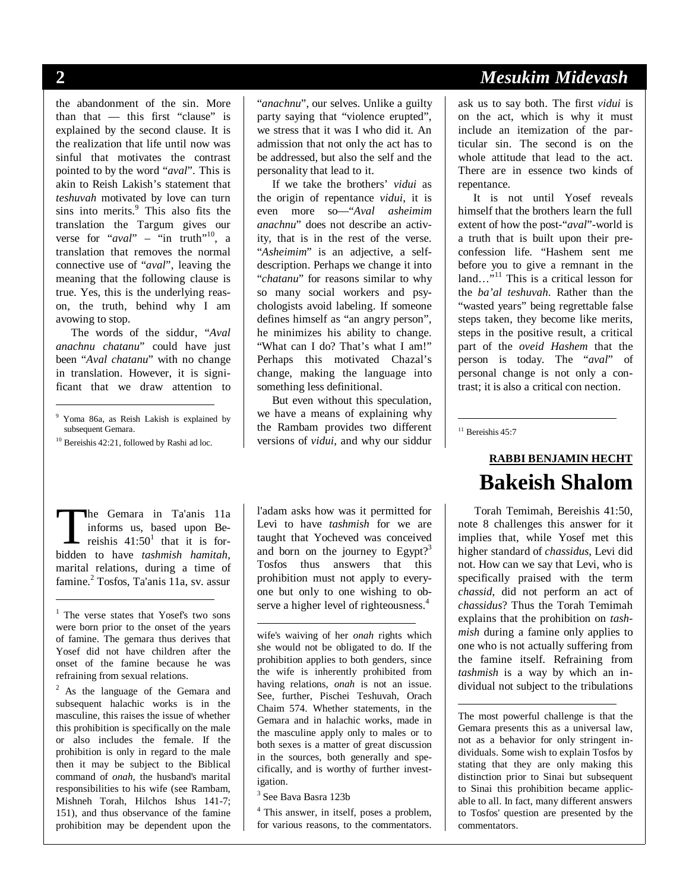the abandonment of the sin. More than that — this first "clause" is explained by the second clause. It is the realization that life until now was sinful that motivates the contrast pointed to by the word "*aval*". This is akin to Reish Lakish's statement that *teshuvah* motivated by love can turn sins into merits.[9] This also fits the translation the Targum gives our verse for "*aval*" – "in truth"[10], a translation that removes the normal connective use of "*aval*", leaving the meaning that the following clause is true. Yes, this is the underlying reason, the truth, behind why I am avowing to stop.

The words of the siddur, "*Aval anachnu chatanu*" could have just been "*Aval chatanu*" with no change in translation. However, it is significant that we draw attention to "*anachnu*", our selves. Unlike a guilty party saying that "violence erupted", we stress that it was I who did it. An admission that not only the act has to be addressed, but also the self and the personality that lead to it.

If we take the brothers' *vidui* as the origin of repentance *vidui*, it is even more so—"*Aval asheimim anachnu*" does not describe an activity, that is in the rest of the verse. "*Asheimim*" is an adjective, a self-description. Perhaps we change it into "*chatanu*" for reasons similar to why so many social workers and psychologists avoid labeling. If someone defines himself as "an angry person", he minimizes his ability to change. "What can I do? That's what I am!" Perhaps this motivated Chazal's change, making the language into something less definitional.

But even without this speculation, we have a means of explaining why the Rambam provides two different versions of *vidui*, and why our siddur ask us to say both. The first *vidui* is on the act, which is why it must include an itemization of the particular sin. The second is on the whole attitude that lead to the act. There are in essence two kinds of repentance.

It is not until Yosef reveals himself that the brothers learn the full extent of how the post-"*aval*"-world is a truth that is built upon their pre-confession life. "Hashem sent me before you to give a remnant in the land…"[11] This is a critical lesson for the *ba'al teshuvah*. Rather than the "wasted years" being regrettable false steps taken, they become like merits, steps in the positive result, a critical part of the *oveid Hashem* that the person is today. The "*aval*" of personal change is not only a contrast; it is also a critical con nection.

---

[9] Yoma 86a, as Reish Lakish is explained by subsequent Gemara.

[10] Bereishis 42:21, followed by Rashi ad loc.

[11] Bereishis 45:7

---

**RABBI BENJAMIN HECHT**

# Bakeish Shalom

The Gemara in Ta'anis 11a informs us, based upon Bereishis 41:50[1] that it is forbidden to have *tashmish hamitah*, marital relations, during a time of famine.[2] Tosfos, Ta'anis 11a, sv. assur l'adam asks how was it permitted for Levi to have *tashmish* for we are taught that Yocheved was conceived and born on the journey to Egypt?[3] Tosfos thus answers that this prohibition must not apply to everyone but only to one wishing to observe a higher level of righteousness.[4]

Torah Temimah, Bereishis 41:50, note 8 challenges this answer for it implies that, while Yosef met this higher standard of *chassidus*, Levi did not. How can we say that Levi, who is specifically praised with the term *chassid*, did not perform an act of *chassidus*? Thus the Torah Temimah explains that the prohibition on *tashmish* during a famine only applies to one who is not actually suffering from the famine itself. Refraining from *tashmish* is a way by which an individual not subject to the tribulations

---

[1] The verse states that Yosef's two sons were born prior to the onset of the years of famine. The gemara thus derives that Yosef did not have children after the onset of the famine because he was refraining from sexual relations.

[2] As the language of the Gemara and subsequent halachic works is in the masculine, this raises the issue of whether this prohibition is specifically on the male or also includes the female. If the prohibition is only in regard to the male then it may be subject to the Biblical command of *onah*, the husband's marital responsibilities to his wife (see Rambam, Mishneh Torah, Hilchos Ishus 141-7; 151), and thus observance of the famine prohibition may be dependent upon the wife's waiving of her *onah* rights which she would not be obligated to do. If the prohibition applies to both genders, since the wife is inherently prohibited from having relations, *onah* is not an issue. See, further, Pischei Teshuvah, Orach Chaim 574. Whether statements, in the Gemara and in halachic works, made in the masculine apply only to males or to both sexes is a matter of great discussion in the sources, both generally and specifically, and is worthy of further investigation.

[3] See Bava Basra 123b

[4] This answer, in itself, poses a problem, for various reasons, to the commentators. The most powerful challenge is that the Gemara presents this as a universal law, not as a behavior for only stringent individuals. Some wish to explain Tosfos by stating that they are only making this distinction prior to Sinai but subsequent to Sinai this prohibition became applicable to all. In fact, many different answers to Tosfos' question are presented by the commentators.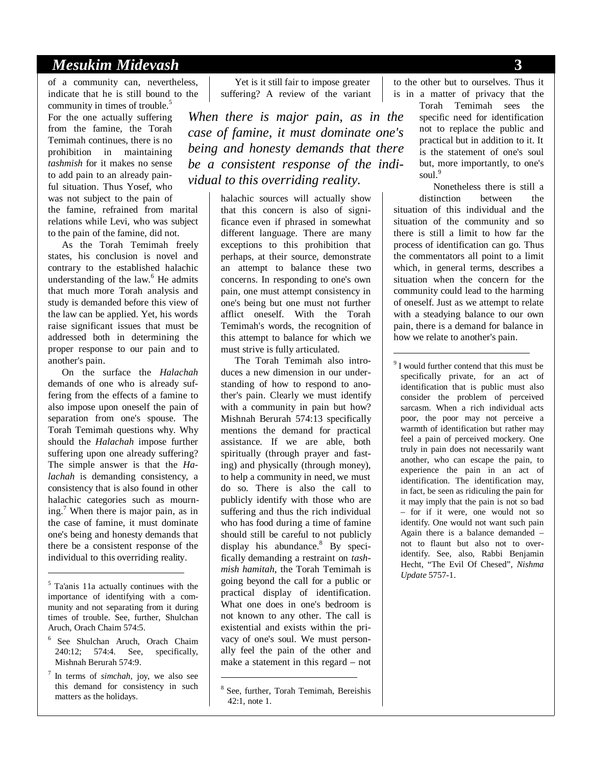of a community can, nevertheless, indicate that he is still bound to the community in times of trouble.[5] For the one actually suffering from the famine, the Torah Temimah continues, there is no prohibition in maintaining *tashmish* for it makes no sense to add pain to an already painful situation. Thus Yosef, who was not subject to the pain of the famine, refrained from marital relations while Levi, who was subject to the pain of the famine, did not.

As the Torah Temimah freely states, his conclusion is novel and contrary to the established halachic understanding of the law.[6] He admits that much more Torah analysis and study is demanded before this view of the law can be applied. Yet, his words raise significant issues that must be addressed both in determining the proper response to our pain and to another's pain.

On the surface the *Halachah* demands of one who is already suffering from the effects of a famine to also impose upon oneself the pain of separation from one's spouse. The Torah Temimah questions why. Why should the *Halachah* impose further suffering upon one already suffering? The simple answer is that the *Halachah* is demanding consistency, a consistency that is also found in other halachic categories such as mourning.[7] When there is major pain, as in the case of famine, it must dominate one's being and honesty demands that there be a consistent response of the individual to this overriding reality.

Yet is it still fair to impose greater suffering? A review of the variant halachic sources will actually show that this concern is also of significance even if phrased in somewhat different language. There are many exceptions to this prohibition that perhaps, at their source, demonstrate an attempt to balance these two concerns. In responding to one's own pain, one must attempt consistency in one's being but one must not further afflict oneself. With the Torah Temimah's words, the recognition of this attempt to balance for which we must strive is fully articulated.

*When there is major pain, as in the case of famine, it must dominate one's being and honesty demands that there be a consistent response of the individual to this overriding reality.*

The Torah Temimah also introduces a new dimension in our understanding of how to respond to another's pain. Clearly we must identify with a community in pain but how? Mishnah Berurah 574:13 specifically mentions the demand for practical assistance. If we are able, both spiritually (through prayer and fasting) and physically (through money), to help a community in need, we must do so. There is also the call to publicly identify with those who are suffering and thus the rich individual who has food during a time of famine should still be careful to not publicly display his abundance.[8] By specifically demanding a restraint on *tashmish hamitah*, the Torah Temimah is going beyond the call for a public or practical display of identification. What one does in one's bedroom is not known to any other. The call is existential and exists within the privacy of one's soul. We must personally feel the pain of the other and make a statement in this regard – not to the other but to ourselves. Thus it is in a matter of privacy that the Torah Temimah sees the specific need for identification not to replace the public and practical but in addition to it. It is the statement of one's soul but, more importantly, to one's soul.[9]

Nonetheless there is still a distinction between the situation of this individual and the situation of the community and so there is still a limit to how far the process of identification can go. Thus the commentators all point to a limit which, in general terms, describes a situation when the concern for the community could lead to the harming of oneself. Just as we attempt to relate with a steadying balance to our own pain, there is a demand for balance in how we relate to another's pain.

---

[5] Ta'anis 11a actually continues with the importance of identifying with a community and not separating from it during times of trouble. See, further, Shulchan Aruch, Orach Chaim 574:5.

[6] See Shulchan Aruch, Orach Chaim 240:12; 574:4. See, specifically, Mishnah Berurah 574:9.

[7] In terms of *simchah*, joy, we also see this demand for consistency in such matters as the holidays.

[8] See, further, Torah Temimah, Bereishis 42:1, note 1.

[9] I would further contend that this must be specifically private, for an act of identification that is public must also consider the problem of perceived sarcasm. When a rich individual acts poor, the poor may not perceive a warmth of identification but rather may feel a pain of perceived mockery. One truly in pain does not necessarily want another, who can escape the pain, to experience the pain in an act of identification. The identification may, in fact, be seen as ridiculing the pain for it may imply that the pain is not so bad – for if it were, one would not so identify. One would not want such pain Again there is a balance demanded – not to flaunt but also not to over-identify. See, also, Rabbi Benjamin Hecht, "The Evil Of Chesed", *Nishma Update* 5757-1.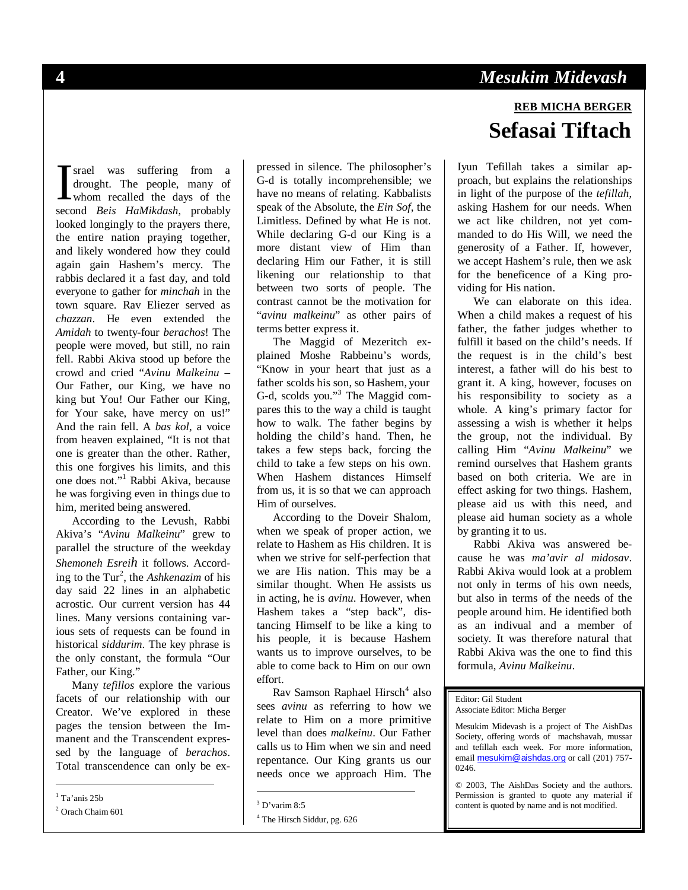**REB MICHA BERGER**

# Sefasai Tiftach

Israel was suffering from a drought. The people, many of whom recalled the days of the second *Beis HaMikdash*, probably looked longingly to the prayers there, the entire nation praying together, and likely wondered how they could again gain Hashem's mercy. The rabbis declared it a fast day, and told everyone to gather for *minchah* in the town square. Rav Eliezer served as *chazzan*. He even extended the *Amidah* to twenty-four *berachos*! The people were moved, but still, no rain fell. Rabbi Akiva stood up before the crowd and cried "*Avinu Malkeinu* – Our Father, our King, we have no king but You! Our Father our King, for Your sake, have mercy on us!" And the rain fell. A *bas kol*, a voice from heaven explained, "It is not that one is greater than the other. Rather, this one forgives his limits, and this one does not."[1] Rabbi Akiva, because he was forgiving even in things due to him, merited being answered.

According to the Levush, Rabbi Akiva's "*Avinu Malkeinu*" grew to parallel the structure of the weekday *Shemoneh Esreih* it follows. According to the Tur[2], the *Ashkenazim* of his day said 22 lines in an alphabetic acrostic. Our current version has 44 lines. Many versions containing various sets of requests can be found in historical *siddurim*. The key phrase is the only constant, the formula "Our Father, our King."

Many *tefillos* explore the various facets of our relationship with our Creator. We've explored in these pages the tension between the Immanent and the Transcendent expressed by the language of *berachos*. Total transcendence can only be expressed in silence. The philosopher's G-d is totally incomprehensible; we have no means of relating. Kabbalists speak of the Absolute, the *Ein Sof*, the Limitless. Defined by what He is not. While declaring G-d our King is a more distant view of Him than declaring Him our Father, it is still likening our relationship to that between two sorts of people. The contrast cannot be the motivation for "*avinu malkeinu*" as other pairs of terms better express it.

The Maggid of Mezeritch explained Moshe Rabbeinu's words, "Know in your heart that just as a father scolds his son, so Hashem, your G-d, scolds you."[3] The Maggid compares this to the way a child is taught how to walk. The father begins by holding the child's hand. Then, he takes a few steps back, forcing the child to take a few steps on his own. When Hashem distances Himself from us, it is so that we can approach Him of ourselves.

According to the Doveir Shalom, when we speak of proper action, we relate to Hashem as His children. It is when we strive for self-perfection that we are His nation. This may be a similar thought. When He assists us in acting, he is *avinu*. However, when Hashem takes a "step back", distancing Himself to be like a king to his people, it is because Hashem wants us to improve ourselves, to be able to come back to Him on our own effort.

Rav Samson Raphael Hirsch[4] also sees *avinu* as referring to how we relate to Him on a more primitive level than does *malkeinu*. Our Father calls us to Him when we sin and need repentance. Our King grants us our needs once we approach Him. The Iyun Tefillah takes a similar approach, but explains the relationships in light of the purpose of the *tefillah*, asking Hashem for our needs. When we act like children, not yet commanded to do His Will, we need the generosity of a Father. If, however, we accept Hashem's rule, then we ask for the beneficence of a King providing for His nation.

We can elaborate on this idea. When a child makes a request of his father, the father judges whether to fulfill it based on the child's needs. If the request is in the child's best interest, a father will do his best to grant it. A king, however, focuses on his responsibility to society as a whole. A king's primary factor for assessing a wish is whether it helps the group, not the individual. By calling Him "*Avinu Malkeinu*" we remind ourselves that Hashem grants based on both criteria. We are in effect asking for two things. Hashem, please aid us with this need, and please aid human society as a whole by granting it to us.

Rabbi Akiva was answered because he was *ma'avir al midosav*. Rabbi Akiva would look at a problem not only in terms of his own needs, but also in terms of the needs of the people around him. He identified both as an indivual and a member of society. It was therefore natural that Rabbi Akiva was the one to find this formula, *Avinu Malkeinu*.

---

[1] Ta'anis 25b

[2] Orach Chaim 601

[3] D'varim 8:5

[4] The Hirsch Siddur, pg. 626

---

Editor: Gil Student
Associate Editor: Micha Berger

Mesukim Midevash is a project of The AishDas Society, offering words of machshavah, mussar and tefillah each week. For more information, email mesukim@aishdas.org or call (201) 757-0246.

© 2003, The AishDas Society and the authors. Permission is granted to quote any material if content is quoted by name and is not modified.